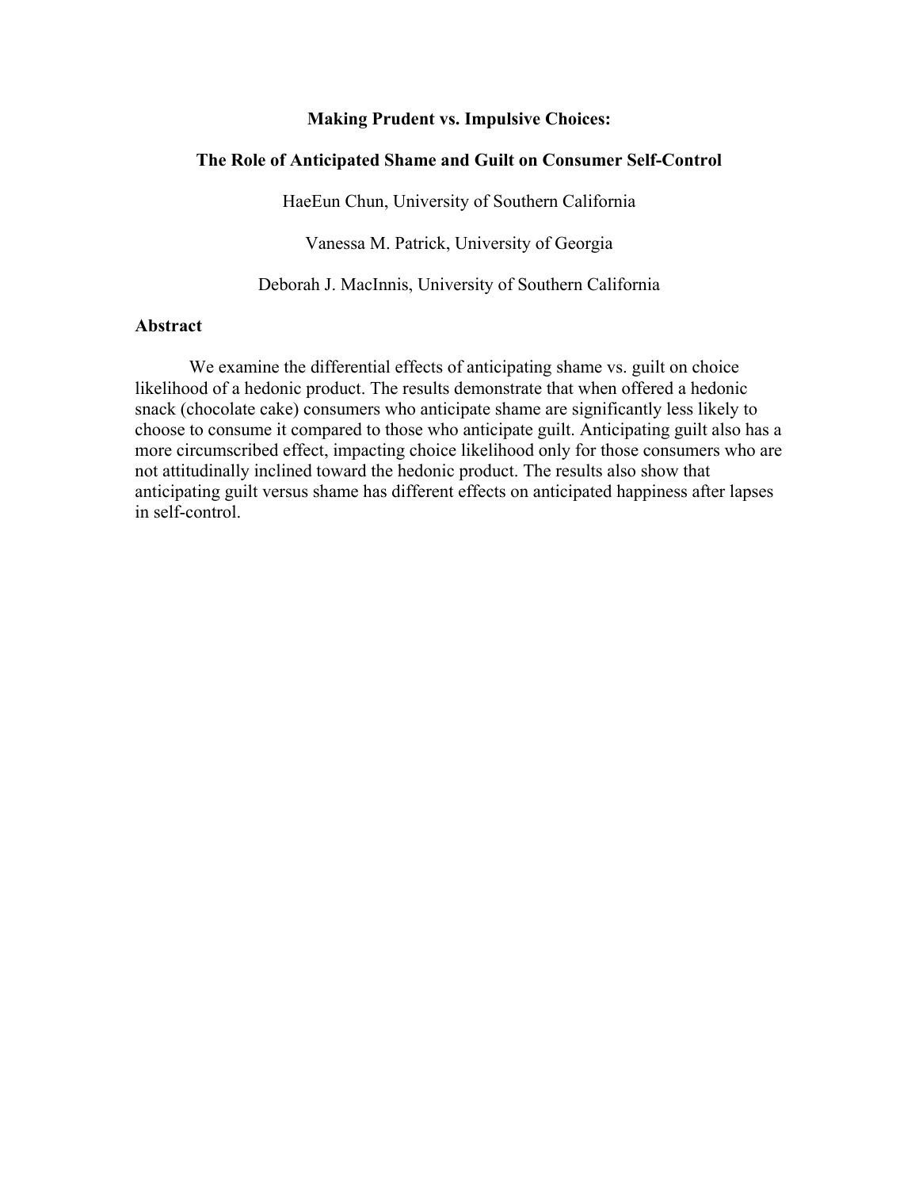# Making Prudent vs. Impulsive Choices:

# The Role of Anticipated Shame and Guilt on Consumer Self-Control

HaeEun Chun, University of Southern California

Vanessa M. Patrick, University of Georgia

Deborah J. MacInnis, University of Southern California

## Abstract

We examine the differential effects of anticipating shame vs. guilt on choice likelihood of a hedonic product. The results demonstrate that when offered a hedonic snack (chocolate cake) consumers who anticipate shame are significantly less likely to choose to consume it compared to those who anticipate guilt. Anticipating guilt also has a more circumscribed effect, impacting choice likelihood only for those consumers who are not attitudinally inclined toward the hedonic product. The results also show that anticipating guilt versus shame has different effects on anticipated happiness after lapses in self-control.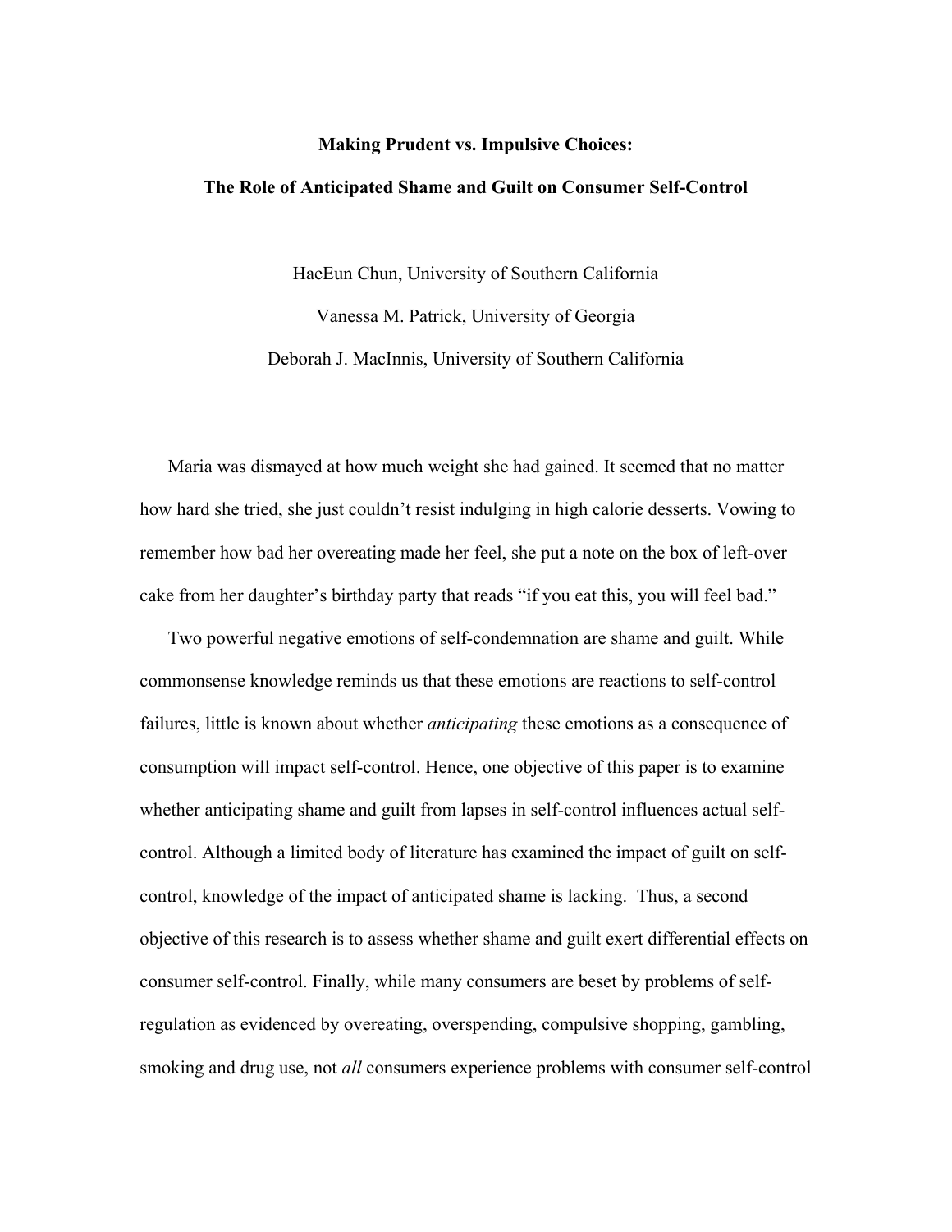**Making Prudent vs. Impulsive Choices:**

**The Role of Anticipated Shame and Guilt on Consumer Self-Control**

HaeEun Chun, University of Southern California

Vanessa M. Patrick, University of Georgia

Deborah J. MacInnis, University of Southern California

Maria was dismayed at how much weight she had gained. It seemed that no matter how hard she tried, she just couldn't resist indulging in high calorie desserts. Vowing to remember how bad her overeating made her feel, she put a note on the box of left-over cake from her daughter's birthday party that reads "if you eat this, you will feel bad."

Two powerful negative emotions of self-condemnation are shame and guilt. While commonsense knowledge reminds us that these emotions are reactions to self-control failures, little is known about whether *anticipating* these emotions as a consequence of consumption will impact self-control. Hence, one objective of this paper is to examine whether anticipating shame and guilt from lapses in self-control influences actual self-control. Although a limited body of literature has examined the impact of guilt on self-control, knowledge of the impact of anticipated shame is lacking. Thus, a second objective of this research is to assess whether shame and guilt exert differential effects on consumer self-control. Finally, while many consumers are beset by problems of self-regulation as evidenced by overeating, overspending, compulsive shopping, gambling, smoking and drug use, not *all* consumers experience problems with consumer self-control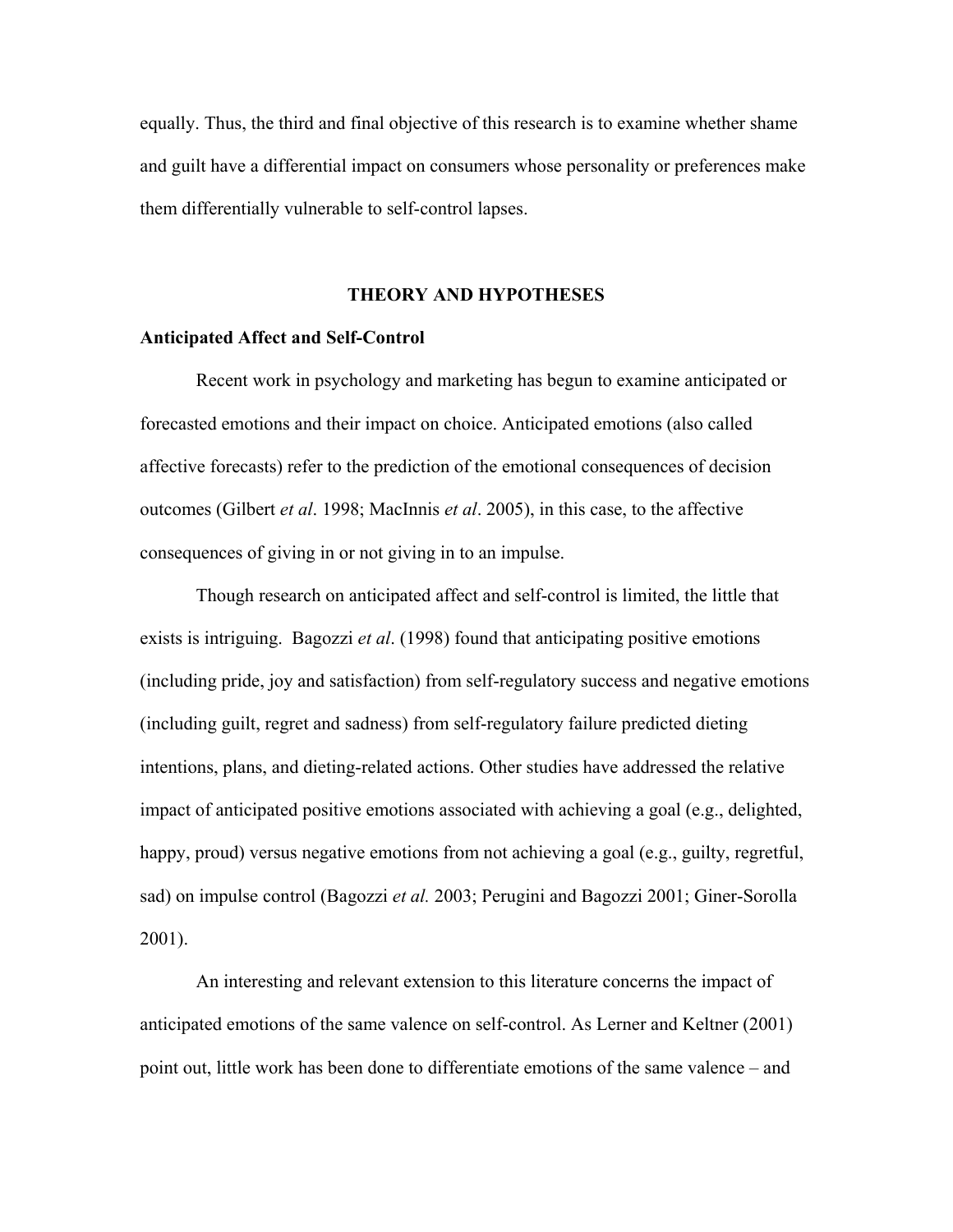equally. Thus, the third and final objective of this research is to examine whether shame and guilt have a differential impact on consumers whose personality or preferences make them differentially vulnerable to self-control lapses.

## THEORY AND HYPOTHESES

### Anticipated Affect and Self-Control

Recent work in psychology and marketing has begun to examine anticipated or forecasted emotions and their impact on choice. Anticipated emotions (also called affective forecasts) refer to the prediction of the emotional consequences of decision outcomes (Gilbert *et al*. 1998; MacInnis *et al*. 2005), in this case, to the affective consequences of giving in or not giving in to an impulse.

Though research on anticipated affect and self-control is limited, the little that exists is intriguing. Bagozzi *et al*. (1998) found that anticipating positive emotions (including pride, joy and satisfaction) from self-regulatory success and negative emotions (including guilt, regret and sadness) from self-regulatory failure predicted dieting intentions, plans, and dieting-related actions. Other studies have addressed the relative impact of anticipated positive emotions associated with achieving a goal (e.g., delighted, happy, proud) versus negative emotions from not achieving a goal (e.g., guilty, regretful, sad) on impulse control (Bagozzi *et al.* 2003; Perugini and Bagozzi 2001; Giner-Sorolla 2001).

An interesting and relevant extension to this literature concerns the impact of anticipated emotions of the same valence on self-control. As Lerner and Keltner (2001) point out, little work has been done to differentiate emotions of the same valence – and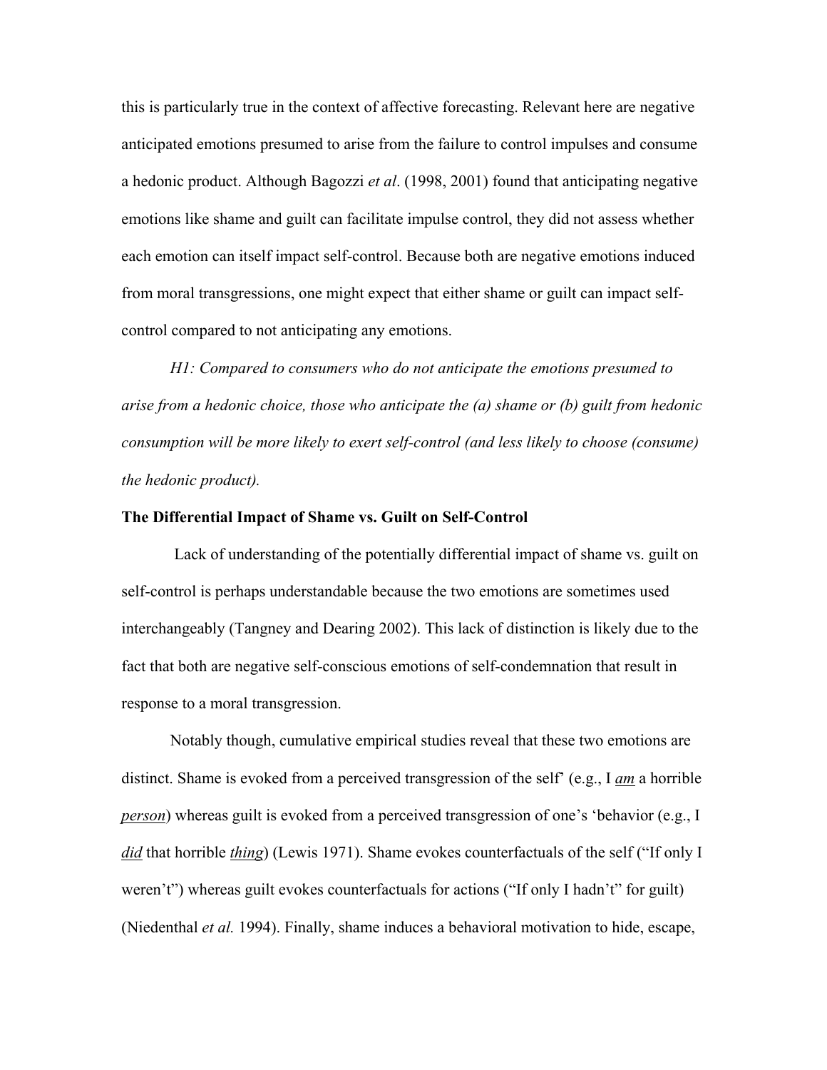this is particularly true in the context of affective forecasting. Relevant here are negative anticipated emotions presumed to arise from the failure to control impulses and consume a hedonic product. Although Bagozzi *et al*. (1998, 2001) found that anticipating negative emotions like shame and guilt can facilitate impulse control, they did not assess whether each emotion can itself impact self-control. Because both are negative emotions induced from moral transgressions, one might expect that either shame or guilt can impact self-control compared to not anticipating any emotions.

*H1: Compared to consumers who do not anticipate the emotions presumed to arise from a hedonic choice, those who anticipate the (a) shame or (b) guilt from hedonic consumption will be more likely to exert self-control (and less likely to choose (consume) the hedonic product).*

**The Differential Impact of Shame vs. Guilt on Self-Control**

Lack of understanding of the potentially differential impact of shame vs. guilt on self-control is perhaps understandable because the two emotions are sometimes used interchangeably (Tangney and Dearing 2002). This lack of distinction is likely due to the fact that both are negative self-conscious emotions of self-condemnation that result in response to a moral transgression.

Notably though, cumulative empirical studies reveal that these two emotions are distinct. Shame is evoked from a perceived transgression of the self' (e.g., I ***am*** a horrible ***person***) whereas guilt is evoked from a perceived transgression of one's 'behavior (e.g., I ***did*** that horrible ***thing***) (Lewis 1971). Shame evokes counterfactuals of the self ("If only I weren't") whereas guilt evokes counterfactuals for actions ("If only I hadn't" for guilt) (Niedenthal *et al.* 1994). Finally, shame induces a behavioral motivation to hide, escape,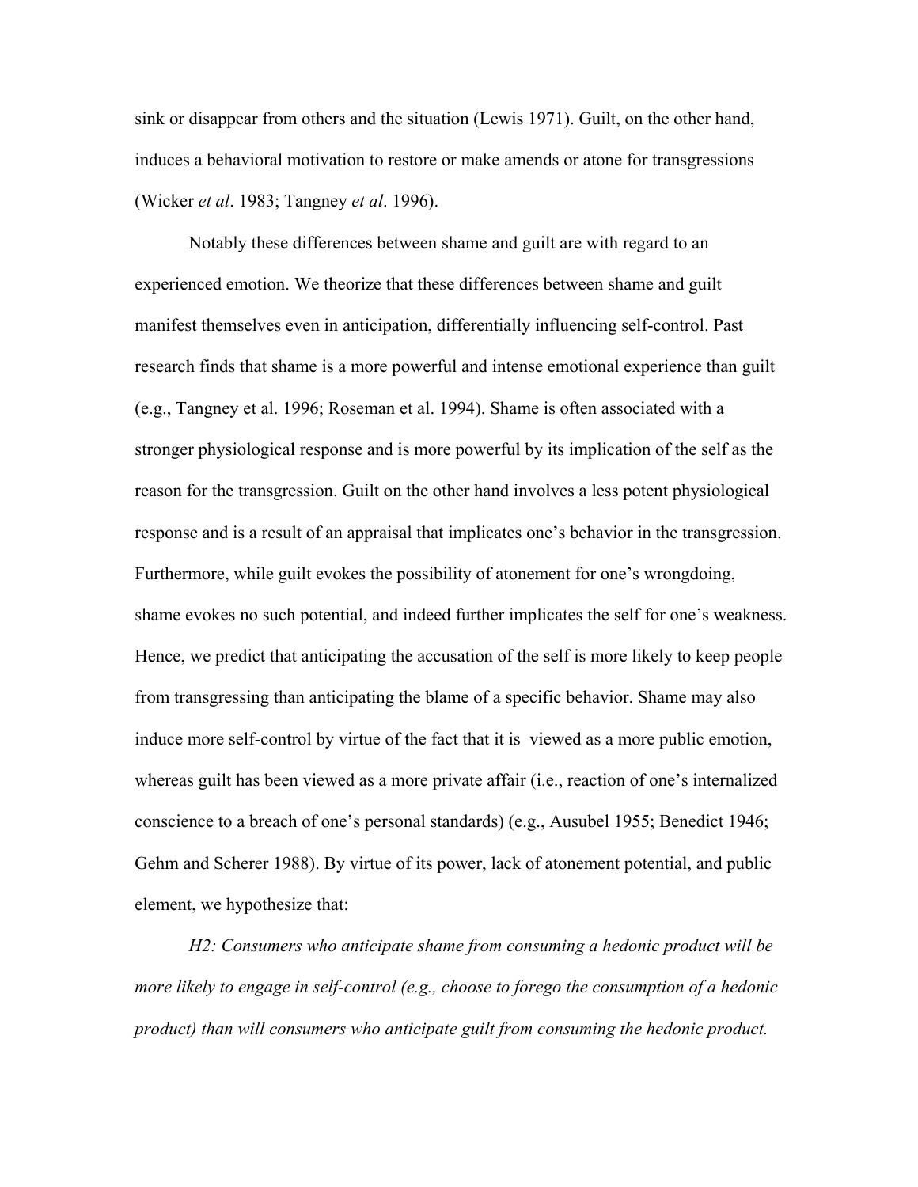sink or disappear from others and the situation (Lewis 1971). Guilt, on the other hand, induces a behavioral motivation to restore or make amends or atone for transgressions (Wicker *et al*. 1983; Tangney *et al*. 1996).

Notably these differences between shame and guilt are with regard to an experienced emotion. We theorize that these differences between shame and guilt manifest themselves even in anticipation, differentially influencing self-control. Past research finds that shame is a more powerful and intense emotional experience than guilt (e.g., Tangney et al. 1996; Roseman et al. 1994). Shame is often associated with a stronger physiological response and is more powerful by its implication of the self as the reason for the transgression. Guilt on the other hand involves a less potent physiological response and is a result of an appraisal that implicates one's behavior in the transgression. Furthermore, while guilt evokes the possibility of atonement for one's wrongdoing, shame evokes no such potential, and indeed further implicates the self for one's weakness. Hence, we predict that anticipating the accusation of the self is more likely to keep people from transgressing than anticipating the blame of a specific behavior. Shame may also induce more self-control by virtue of the fact that it is viewed as a more public emotion, whereas guilt has been viewed as a more private affair (i.e., reaction of one's internalized conscience to a breach of one's personal standards) (e.g., Ausubel 1955; Benedict 1946; Gehm and Scherer 1988). By virtue of its power, lack of atonement potential, and public element, we hypothesize that:

*H2: Consumers who anticipate shame from consuming a hedonic product will be more likely to engage in self-control (e.g., choose to forego the consumption of a hedonic product) than will consumers who anticipate guilt from consuming the hedonic product.*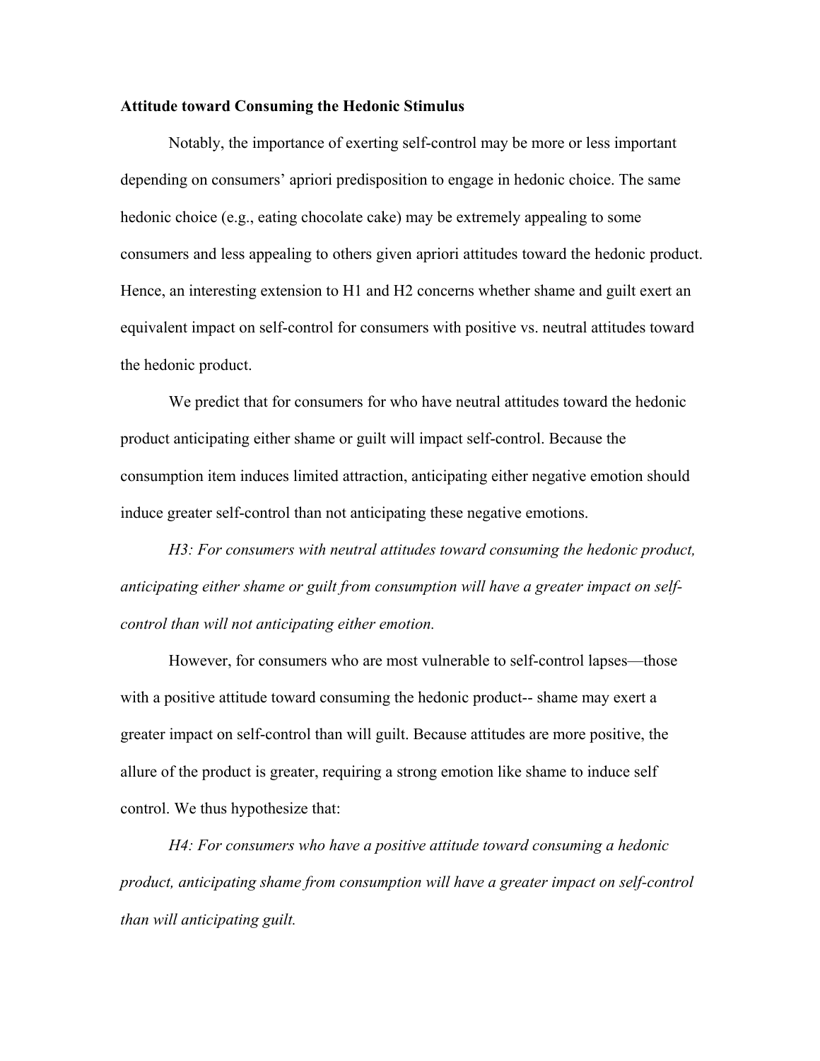**Attitude toward Consuming the Hedonic Stimulus**

Notably, the importance of exerting self-control may be more or less important depending on consumers' apriori predisposition to engage in hedonic choice. The same hedonic choice (e.g., eating chocolate cake) may be extremely appealing to some consumers and less appealing to others given apriori attitudes toward the hedonic product. Hence, an interesting extension to H1 and H2 concerns whether shame and guilt exert an equivalent impact on self-control for consumers with positive vs. neutral attitudes toward the hedonic product.

We predict that for consumers for who have neutral attitudes toward the hedonic product anticipating either shame or guilt will impact self-control. Because the consumption item induces limited attraction, anticipating either negative emotion should induce greater self-control than not anticipating these negative emotions.

*H3: For consumers with neutral attitudes toward consuming the hedonic product, anticipating either shame or guilt from consumption will have a greater impact on self-control than will not anticipating either emotion.*

However, for consumers who are most vulnerable to self-control lapses—those with a positive attitude toward consuming the hedonic product-- shame may exert a greater impact on self-control than will guilt. Because attitudes are more positive, the allure of the product is greater, requiring a strong emotion like shame to induce self control. We thus hypothesize that:

*H4: For consumers who have a positive attitude toward consuming a hedonic product, anticipating shame from consumption will have a greater impact on self-control than will anticipating guilt.*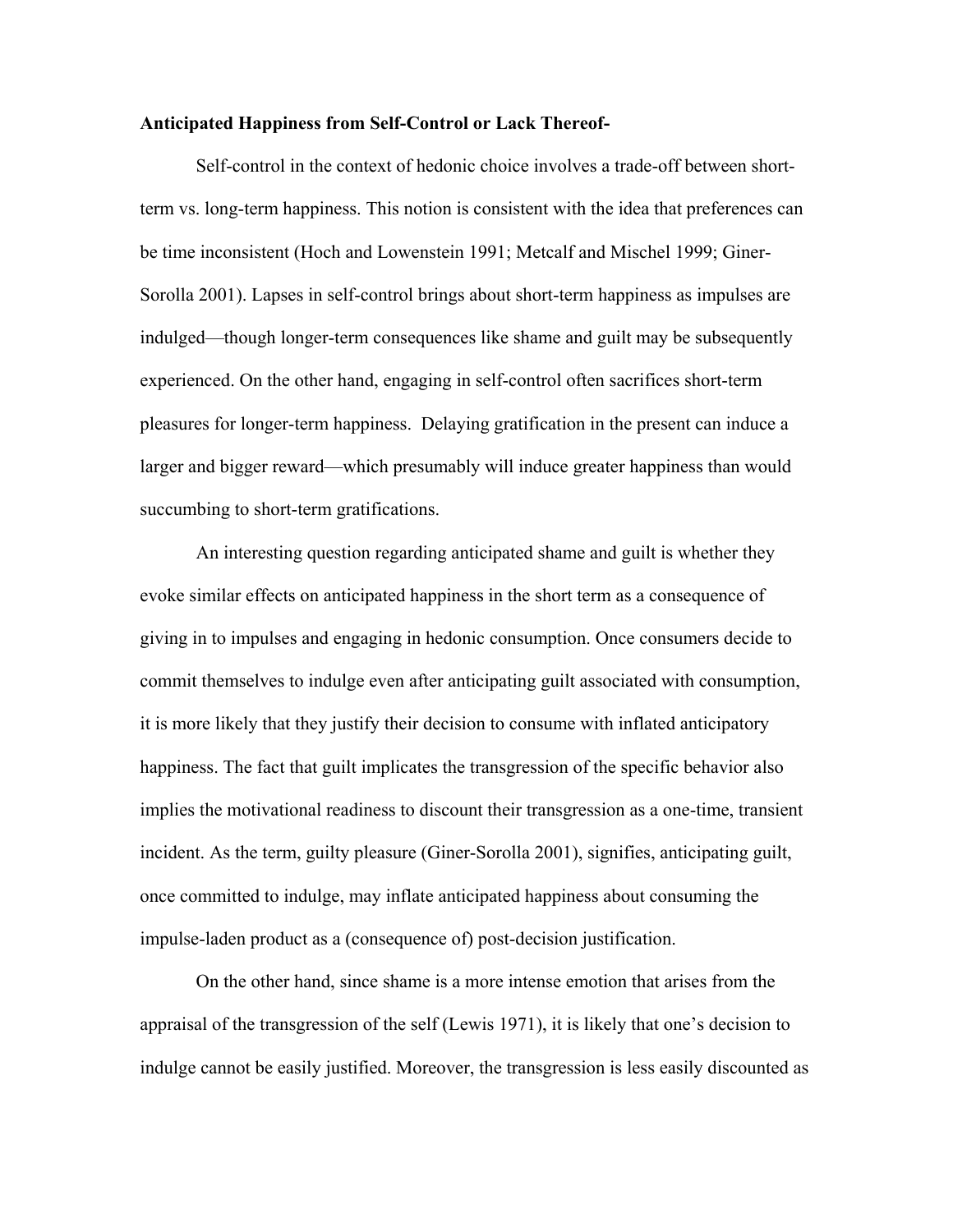**Anticipated Happiness from Self-Control or Lack Thereof-**

Self-control in the context of hedonic choice involves a trade-off between short-term vs. long-term happiness. This notion is consistent with the idea that preferences can be time inconsistent (Hoch and Lowenstein 1991; Metcalf and Mischel 1999; Giner-Sorolla 2001). Lapses in self-control brings about short-term happiness as impulses are indulged—though longer-term consequences like shame and guilt may be subsequently experienced. On the other hand, engaging in self-control often sacrifices short-term pleasures for longer-term happiness. Delaying gratification in the present can induce a larger and bigger reward—which presumably will induce greater happiness than would succumbing to short-term gratifications.

An interesting question regarding anticipated shame and guilt is whether they evoke similar effects on anticipated happiness in the short term as a consequence of giving in to impulses and engaging in hedonic consumption. Once consumers decide to commit themselves to indulge even after anticipating guilt associated with consumption, it is more likely that they justify their decision to consume with inflated anticipatory happiness. The fact that guilt implicates the transgression of the specific behavior also implies the motivational readiness to discount their transgression as a one-time, transient incident. As the term, guilty pleasure (Giner-Sorolla 2001), signifies, anticipating guilt, once committed to indulge, may inflate anticipated happiness about consuming the impulse-laden product as a (consequence of) post-decision justification.

On the other hand, since shame is a more intense emotion that arises from the appraisal of the transgression of the self (Lewis 1971), it is likely that one's decision to indulge cannot be easily justified. Moreover, the transgression is less easily discounted as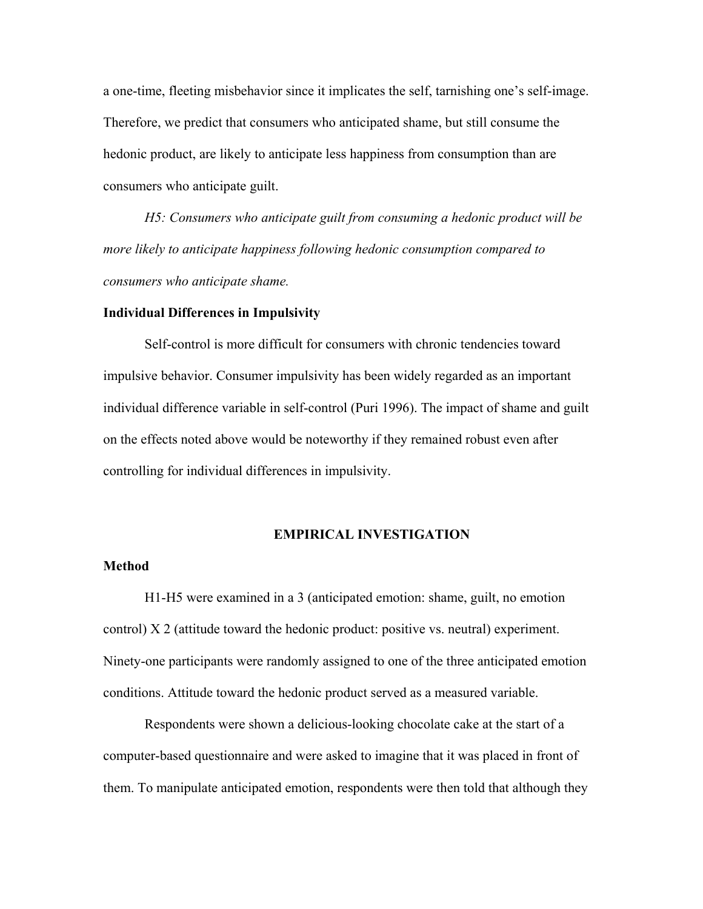a one-time, fleeting misbehavior since it implicates the self, tarnishing one's self-image. Therefore, we predict that consumers who anticipated shame, but still consume the hedonic product, are likely to anticipate less happiness from consumption than are consumers who anticipate guilt.

*H5: Consumers who anticipate guilt from consuming a hedonic product will be more likely to anticipate happiness following hedonic consumption compared to consumers who anticipate shame.*

**Individual Differences in Impulsivity**

Self-control is more difficult for consumers with chronic tendencies toward impulsive behavior. Consumer impulsivity has been widely regarded as an important individual difference variable in self-control (Puri 1996). The impact of shame and guilt on the effects noted above would be noteworthy if they remained robust even after controlling for individual differences in impulsivity.

## EMPIRICAL INVESTIGATION

**Method**

H1-H5 were examined in a 3 (anticipated emotion: shame, guilt, no emotion control) X 2 (attitude toward the hedonic product: positive vs. neutral) experiment. Ninety-one participants were randomly assigned to one of the three anticipated emotion conditions. Attitude toward the hedonic product served as a measured variable.

Respondents were shown a delicious-looking chocolate cake at the start of a computer-based questionnaire and were asked to imagine that it was placed in front of them. To manipulate anticipated emotion, respondents were then told that although they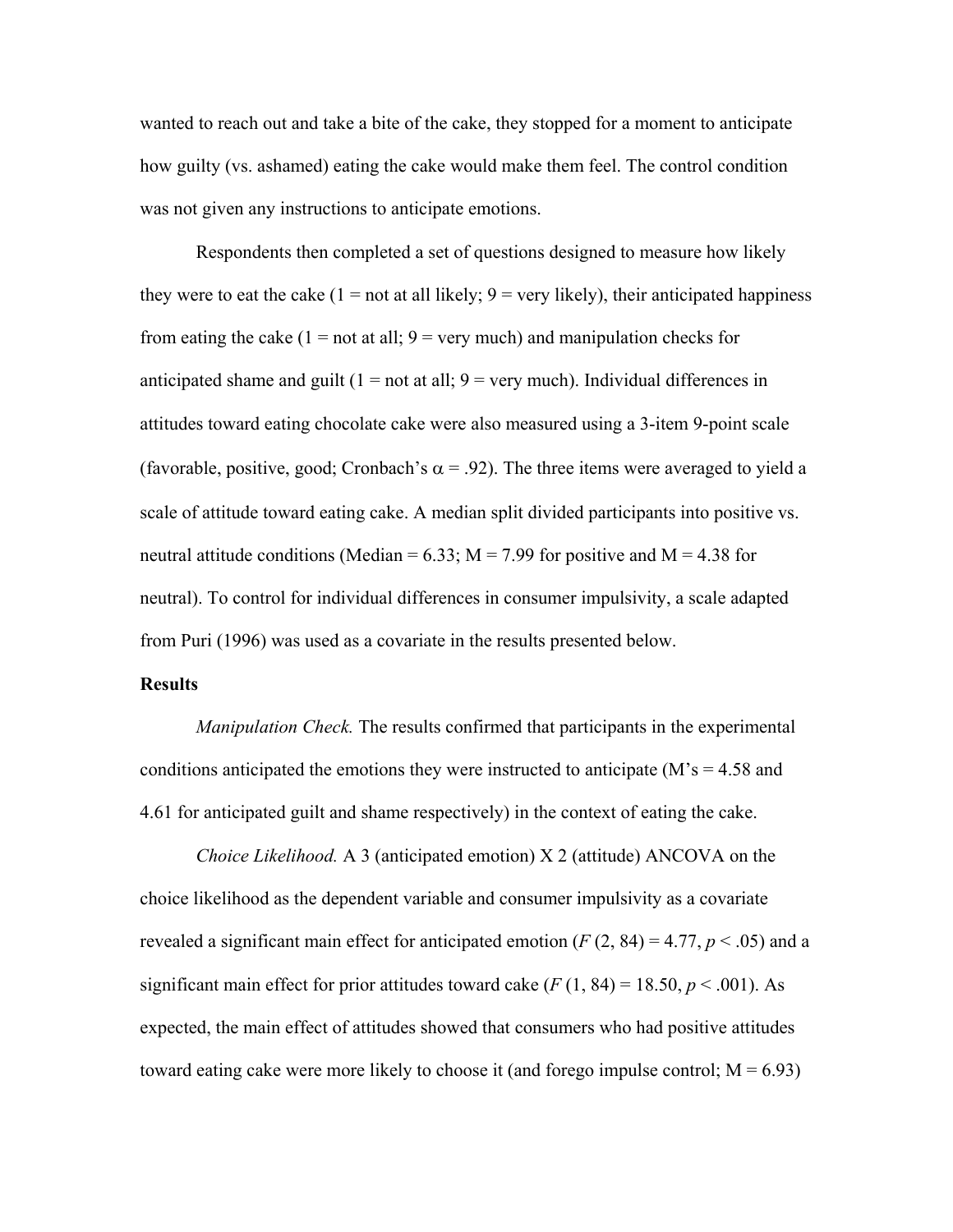wanted to reach out and take a bite of the cake, they stopped for a moment to anticipate how guilty (vs. ashamed) eating the cake would make them feel. The control condition was not given any instructions to anticipate emotions.

Respondents then completed a set of questions designed to measure how likely they were to eat the cake (1 = not at all likely; 9 = very likely), their anticipated happiness from eating the cake (1 = not at all; 9 = very much) and manipulation checks for anticipated shame and guilt (1 = not at all; 9 = very much). Individual differences in attitudes toward eating chocolate cake were also measured using a 3-item 9-point scale (favorable, positive, good; Cronbach's $\alpha = .92$). The three items were averaged to yield a scale of attitude toward eating cake. A median split divided participants into positive vs. neutral attitude conditions (Median = 6.33; M = 7.99 for positive and M = 4.38 for neutral). To control for individual differences in consumer impulsivity, a scale adapted from Puri (1996) was used as a covariate in the results presented below.

**Results**

*Manipulation Check.* The results confirmed that participants in the experimental conditions anticipated the emotions they were instructed to anticipate (M's = 4.58 and 4.61 for anticipated guilt and shame respectively) in the context of eating the cake.

*Choice Likelihood.* A 3 (anticipated emotion) X 2 (attitude) ANCOVA on the choice likelihood as the dependent variable and consumer impulsivity as a covariate revealed a significant main effect for anticipated emotion ($F(2, 84) = 4.77$, $p < .05$) and a significant main effect for prior attitudes toward cake ($F(1, 84) = 18.50$, $p < .001$). As expected, the main effect of attitudes showed that consumers who had positive attitudes toward eating cake were more likely to choose it (and forego impulse control; M = 6.93)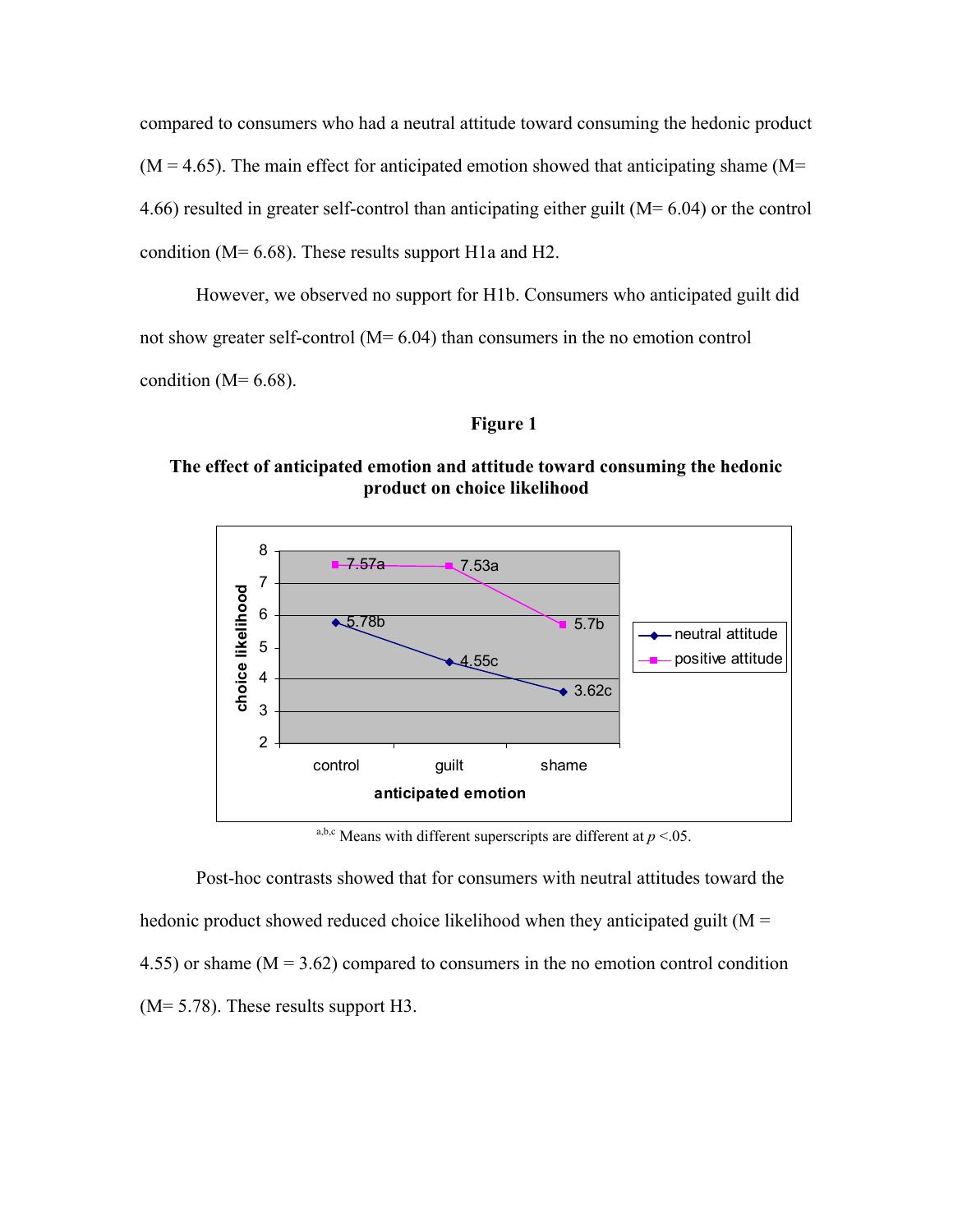compared to consumers who had a neutral attitude toward consuming the hedonic product (M = 4.65). The main effect for anticipated emotion showed that anticipating shame (M= 4.66) resulted in greater self-control than anticipating either guilt (M= 6.04) or the control condition (M= 6.68). These results support H1a and H2.

However, we observed no support for H1b. Consumers who anticipated guilt did not show greater self-control (M= 6.04) than consumers in the no emotion control condition (M= 6.68).

**Figure 1**

**The effect of anticipated emotion and attitude toward consuming the hedonic product on choice likelihood**

[a,b,c] Means with different superscripts are different at $p$ <.05.

Post-hoc contrasts showed that for consumers with neutral attitudes toward the hedonic product showed reduced choice likelihood when they anticipated guilt (M = 4.55) or shame (M = 3.62) compared to consumers in the no emotion control condition (M= 5.78). These results support H3.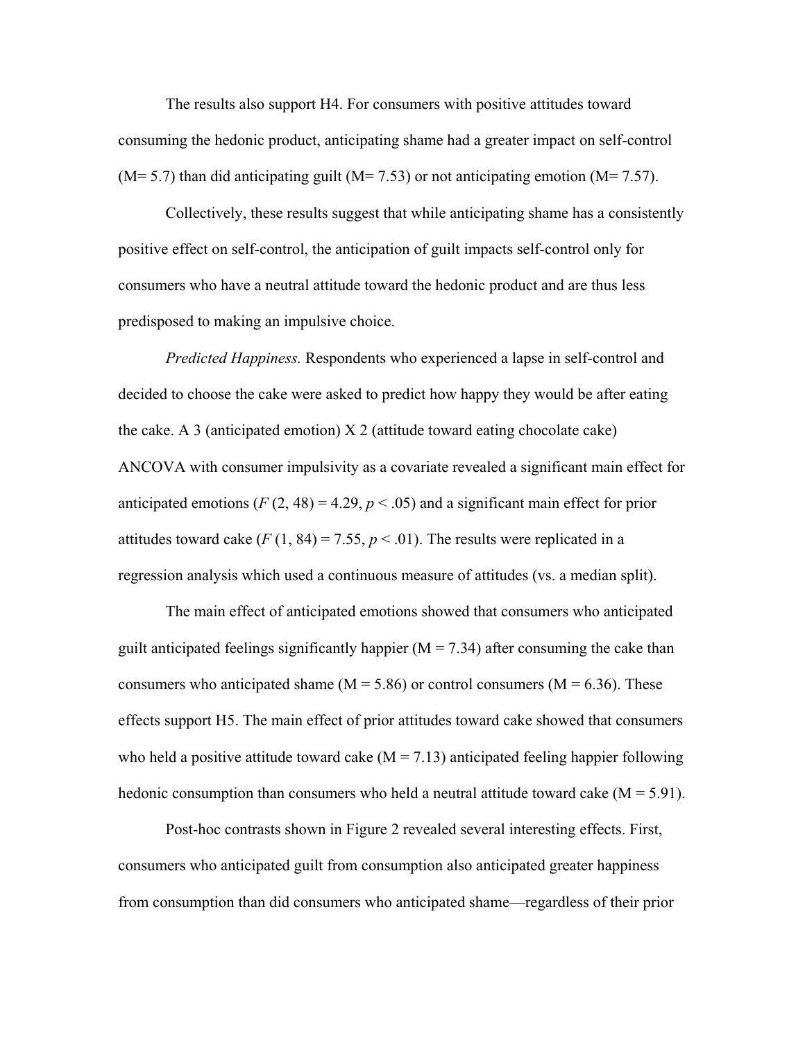The results also support H4. For consumers with positive attitudes toward consuming the hedonic product, anticipating shame had a greater impact on self-control ($M = 5.7$) than did anticipating guilt ($M = 7.53$) or not anticipating emotion ($M = 7.57$).

Collectively, these results suggest that while anticipating shame has a consistently positive effect on self-control, the anticipation of guilt impacts self-control only for consumers who have a neutral attitude toward the hedonic product and are thus less predisposed to making an impulsive choice.

*Predicted Happiness.* Respondents who experienced a lapse in self-control and decided to choose the cake were asked to predict how happy they would be after eating the cake. A 3 (anticipated emotion) X 2 (attitude toward eating chocolate cake) ANCOVA with consumer impulsivity as a covariate revealed a significant main effect for anticipated emotions ($F(2, 48) = 4.29, p < .05$) and a significant main effect for prior attitudes toward cake ($F(1, 84) = 7.55, p < .01$). The results were replicated in a regression analysis which used a continuous measure of attitudes (vs. a median split).

The main effect of anticipated emotions showed that consumers who anticipated guilt anticipated feelings significantly happier ($M = 7.34$) after consuming the cake than consumers who anticipated shame ($M = 5.86$) or control consumers ($M = 6.36$). These effects support H5. The main effect of prior attitudes toward cake showed that consumers who held a positive attitude toward cake ($M = 7.13$) anticipated feeling happier following hedonic consumption than consumers who held a neutral attitude toward cake ($M = 5.91$).

Post-hoc contrasts shown in Figure 2 revealed several interesting effects. First, consumers who anticipated guilt from consumption also anticipated greater happiness from consumption than did consumers who anticipated shame—regardless of their prior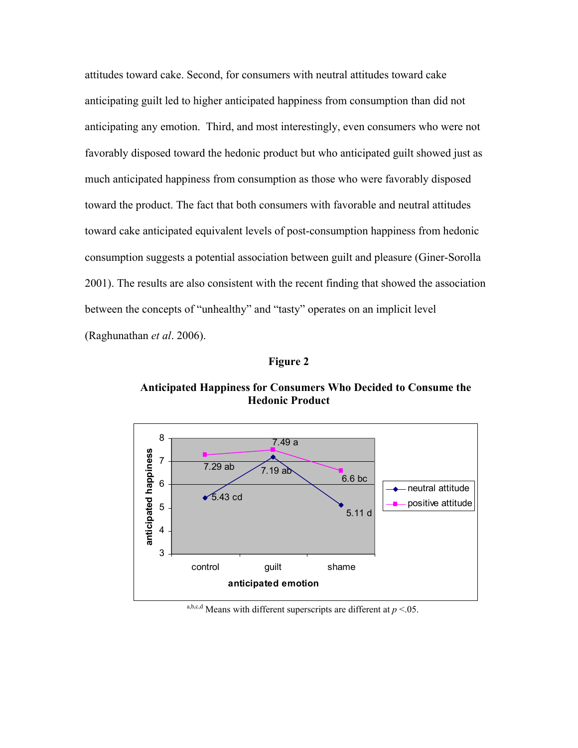attitudes toward cake. Second, for consumers with neutral attitudes toward cake anticipating guilt led to higher anticipated happiness from consumption than did not anticipating any emotion. Third, and most interestingly, even consumers who were not favorably disposed toward the hedonic product but who anticipated guilt showed just as much anticipated happiness from consumption as those who were favorably disposed toward the product. The fact that both consumers with favorable and neutral attitudes toward cake anticipated equivalent levels of post-consumption happiness from hedonic consumption suggests a potential association between guilt and pleasure (Giner-Sorolla 2001). The results are also consistent with the recent finding that showed the association between the concepts of "unhealthy" and "tasty" operates on an implicit level (Raghunathan *et al*. 2006).

**Figure 2**

**Anticipated Happiness for Consumers Who Decided to Consume the Hedonic Product**

| anticipated emotion | neutral attitude | positive attitude |
|---|---|---|
| control | 5.43 cd | 7.29 ab |
| guilt | 7.19 ab | 7.49 a |
| shame | 5.11 d | 6.6 bc |

[a,b,c,d] Means with different superscripts are different at $p < .05$.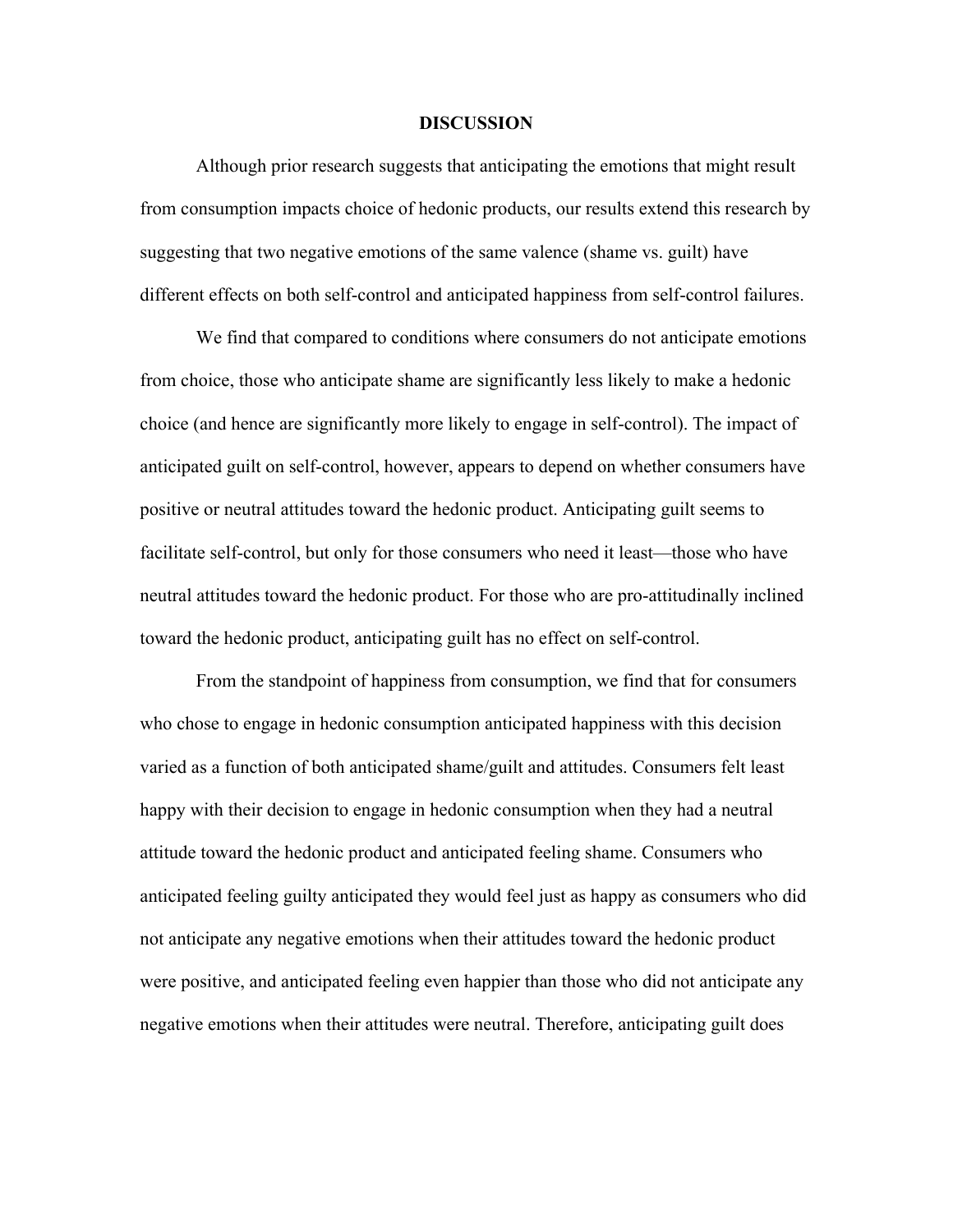# DISCUSSION

Although prior research suggests that anticipating the emotions that might result from consumption impacts choice of hedonic products, our results extend this research by suggesting that two negative emotions of the same valence (shame vs. guilt) have different effects on both self-control and anticipated happiness from self-control failures.

We find that compared to conditions where consumers do not anticipate emotions from choice, those who anticipate shame are significantly less likely to make a hedonic choice (and hence are significantly more likely to engage in self-control). The impact of anticipated guilt on self-control, however, appears to depend on whether consumers have positive or neutral attitudes toward the hedonic product. Anticipating guilt seems to facilitate self-control, but only for those consumers who need it least—those who have neutral attitudes toward the hedonic product. For those who are pro-attitudinally inclined toward the hedonic product, anticipating guilt has no effect on self-control.

From the standpoint of happiness from consumption, we find that for consumers who chose to engage in hedonic consumption anticipated happiness with this decision varied as a function of both anticipated shame/guilt and attitudes. Consumers felt least happy with their decision to engage in hedonic consumption when they had a neutral attitude toward the hedonic product and anticipated feeling shame. Consumers who anticipated feeling guilty anticipated they would feel just as happy as consumers who did not anticipate any negative emotions when their attitudes toward the hedonic product were positive, and anticipated feeling even happier than those who did not anticipate any negative emotions when their attitudes were neutral. Therefore, anticipating guilt does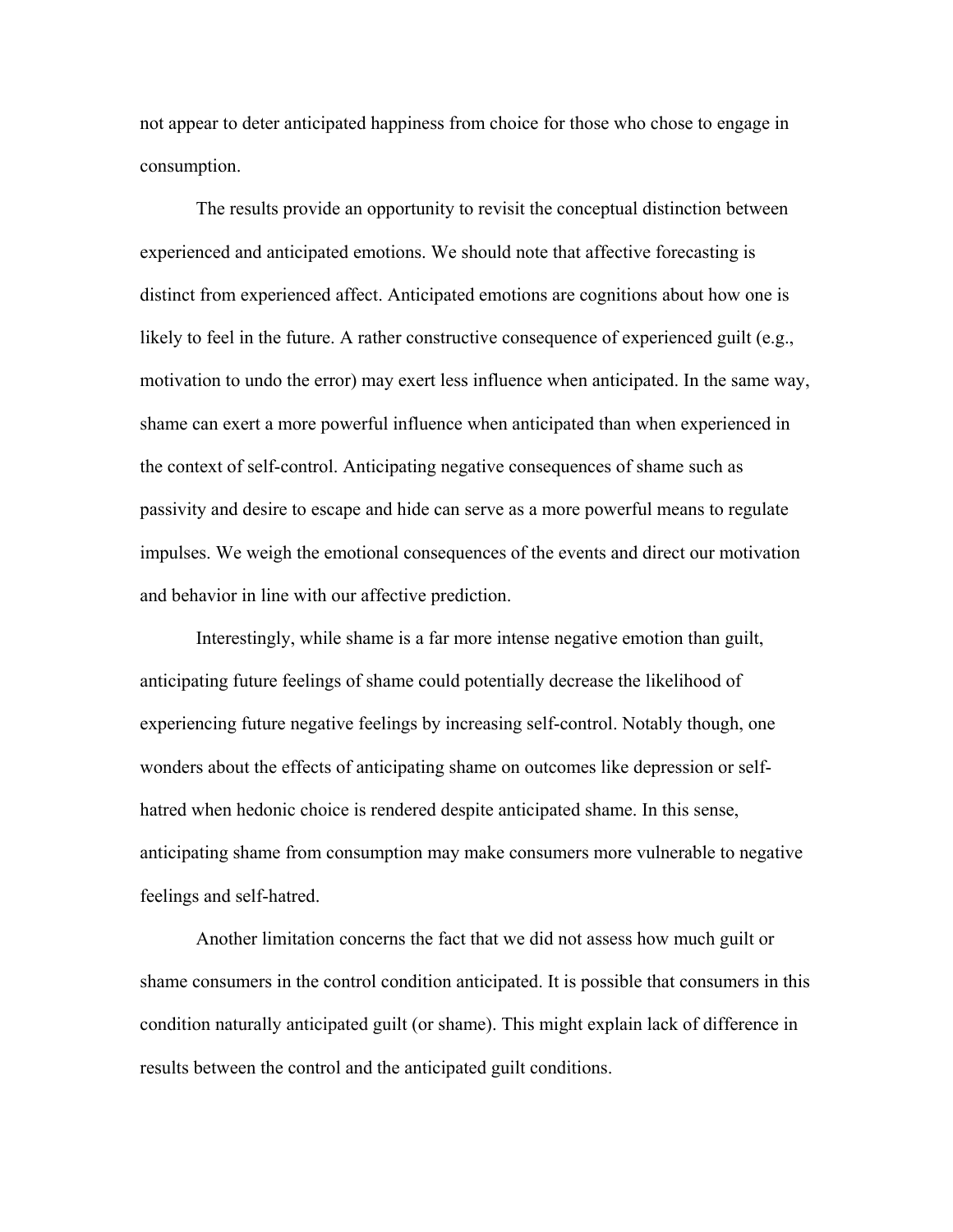not appear to deter anticipated happiness from choice for those who chose to engage in consumption.

The results provide an opportunity to revisit the conceptual distinction between experienced and anticipated emotions. We should note that affective forecasting is distinct from experienced affect. Anticipated emotions are cognitions about how one is likely to feel in the future. A rather constructive consequence of experienced guilt (e.g., motivation to undo the error) may exert less influence when anticipated. In the same way, shame can exert a more powerful influence when anticipated than when experienced in the context of self-control. Anticipating negative consequences of shame such as passivity and desire to escape and hide can serve as a more powerful means to regulate impulses. We weigh the emotional consequences of the events and direct our motivation and behavior in line with our affective prediction.

Interestingly, while shame is a far more intense negative emotion than guilt, anticipating future feelings of shame could potentially decrease the likelihood of experiencing future negative feelings by increasing self-control. Notably though, one wonders about the effects of anticipating shame on outcomes like depression or self-hatred when hedonic choice is rendered despite anticipated shame. In this sense, anticipating shame from consumption may make consumers more vulnerable to negative feelings and self-hatred.

Another limitation concerns the fact that we did not assess how much guilt or shame consumers in the control condition anticipated. It is possible that consumers in this condition naturally anticipated guilt (or shame). This might explain lack of difference in results between the control and the anticipated guilt conditions.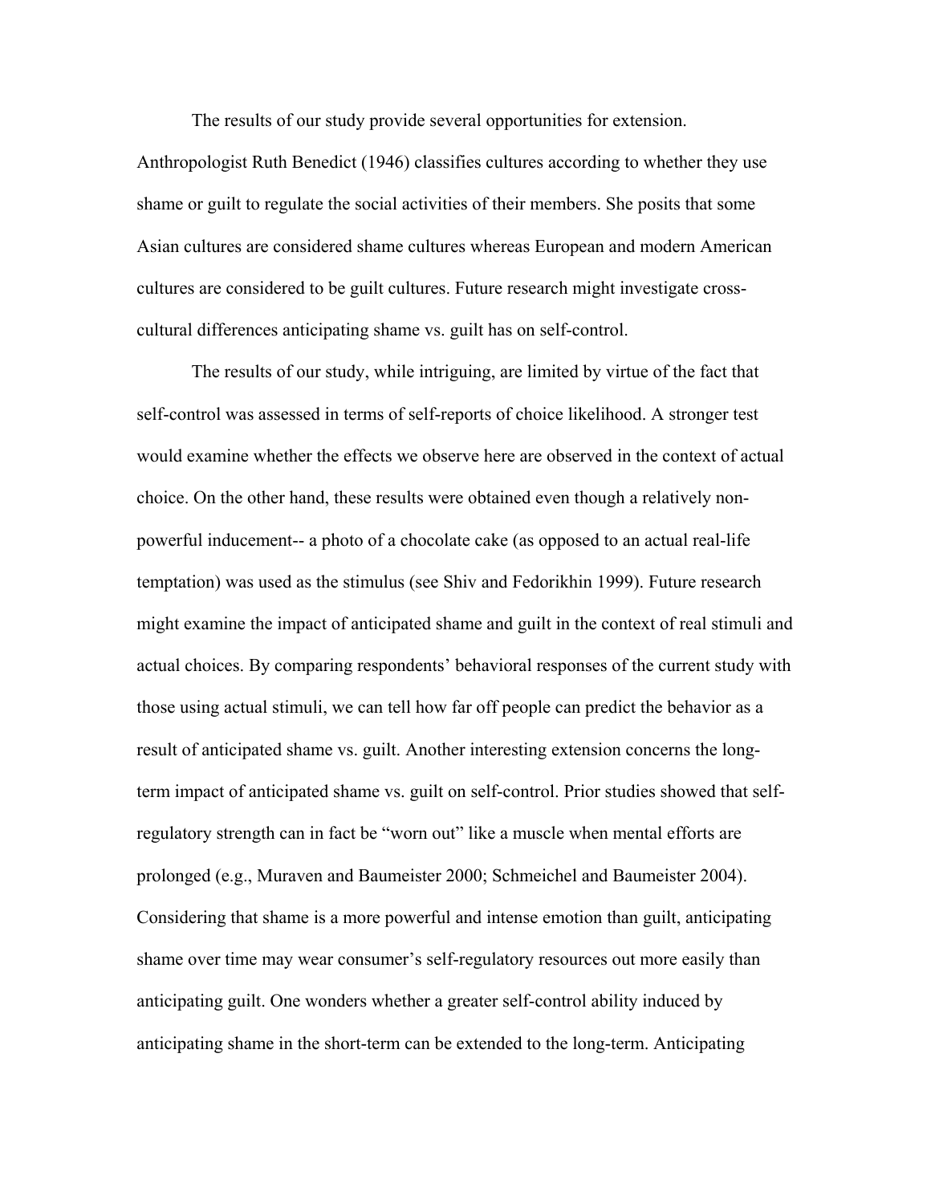The results of our study provide several opportunities for extension. Anthropologist Ruth Benedict (1946) classifies cultures according to whether they use shame or guilt to regulate the social activities of their members. She posits that some Asian cultures are considered shame cultures whereas European and modern American cultures are considered to be guilt cultures. Future research might investigate cross-cultural differences anticipating shame vs. guilt has on self-control.

The results of our study, while intriguing, are limited by virtue of the fact that self-control was assessed in terms of self-reports of choice likelihood. A stronger test would examine whether the effects we observe here are observed in the context of actual choice. On the other hand, these results were obtained even though a relatively non-powerful inducement-- a photo of a chocolate cake (as opposed to an actual real-life temptation) was used as the stimulus (see Shiv and Fedorikhin 1999). Future research might examine the impact of anticipated shame and guilt in the context of real stimuli and actual choices. By comparing respondents' behavioral responses of the current study with those using actual stimuli, we can tell how far off people can predict the behavior as a result of anticipated shame vs. guilt. Another interesting extension concerns the long-term impact of anticipated shame vs. guilt on self-control. Prior studies showed that self-regulatory strength can in fact be "worn out" like a muscle when mental efforts are prolonged (e.g., Muraven and Baumeister 2000; Schmeichel and Baumeister 2004). Considering that shame is a more powerful and intense emotion than guilt, anticipating shame over time may wear consumer's self-regulatory resources out more easily than anticipating guilt. One wonders whether a greater self-control ability induced by anticipating shame in the short-term can be extended to the long-term. Anticipating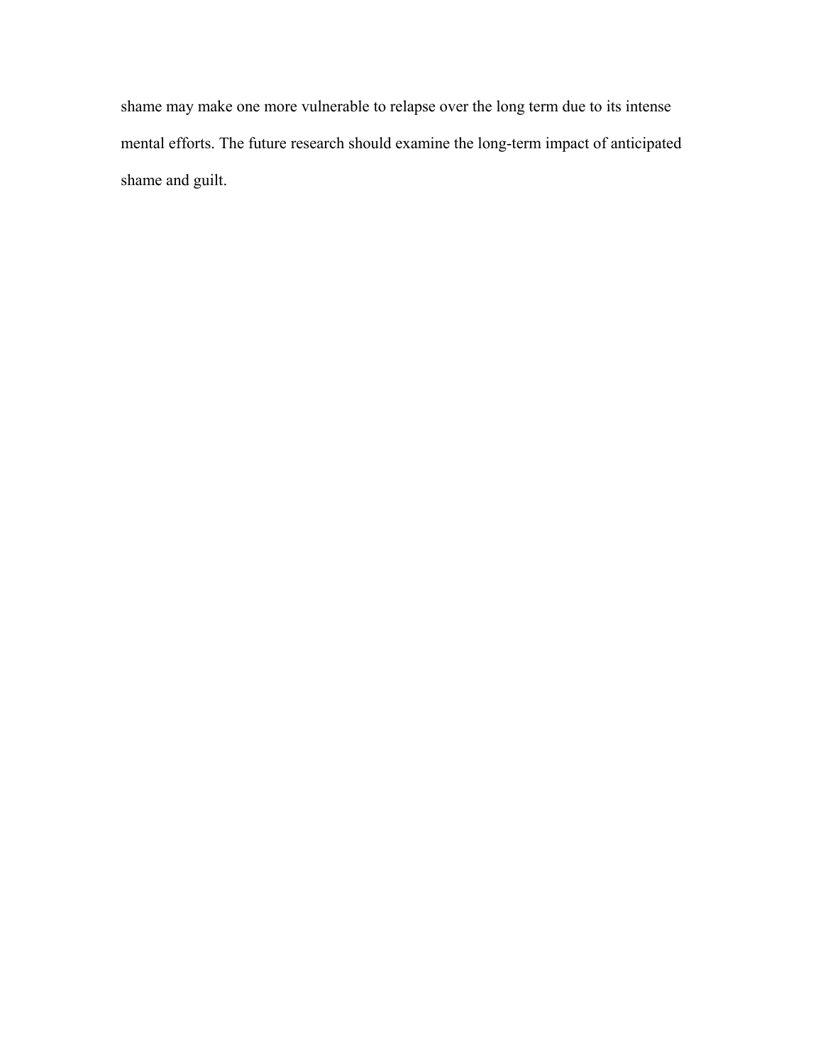shame may make one more vulnerable to relapse over the long term due to its intense mental efforts. The future research should examine the long-term impact of anticipated shame and guilt.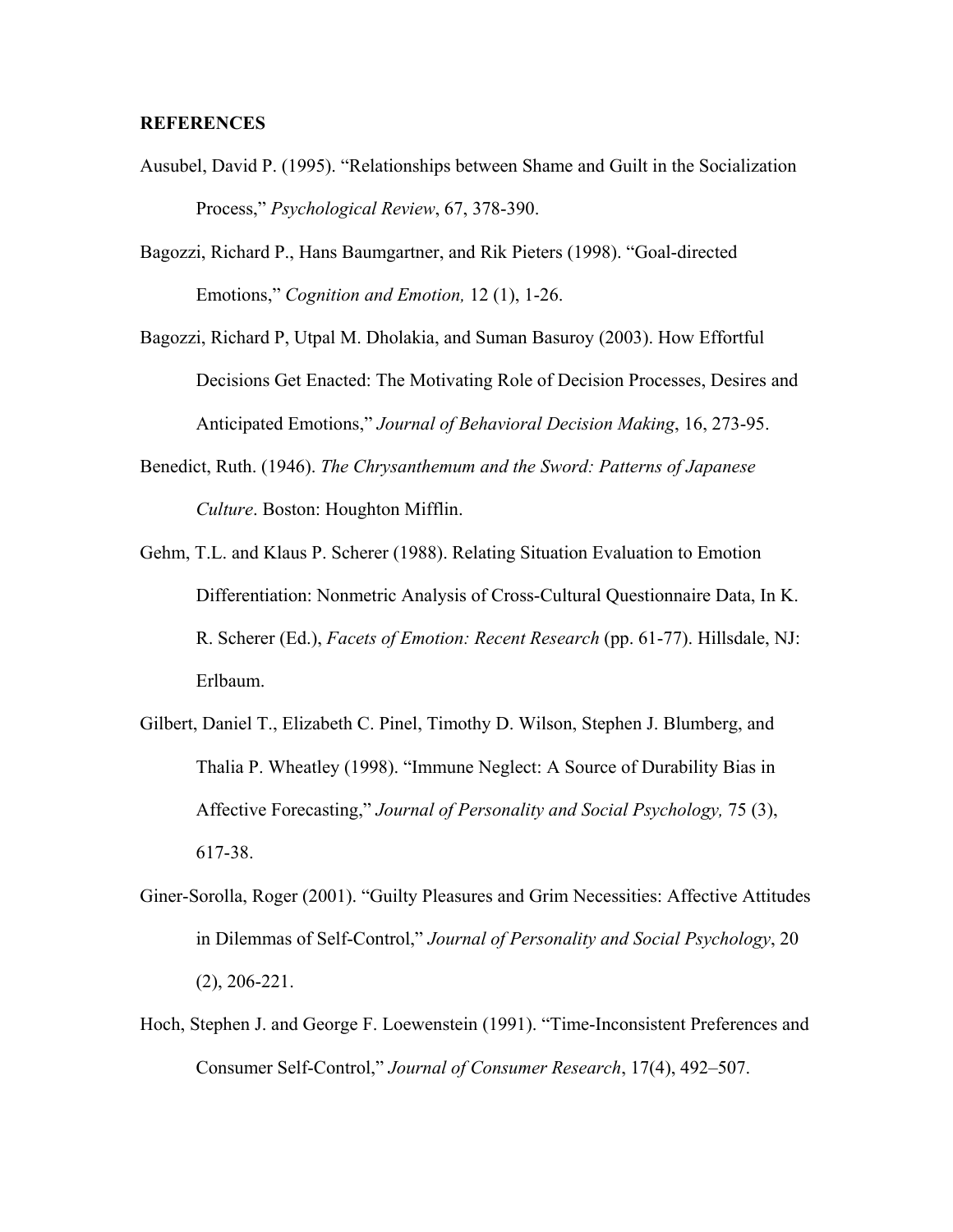**REFERENCES**

Ausubel, David P. (1995). "Relationships between Shame and Guilt in the Socialization Process," *Psychological Review*, 67, 378-390.

Bagozzi, Richard P., Hans Baumgartner, and Rik Pieters (1998). "Goal-directed Emotions," *Cognition and Emotion,* 12 (1), 1-26.

Bagozzi, Richard P, Utpal M. Dholakia, and Suman Basuroy (2003). How Effortful Decisions Get Enacted: The Motivating Role of Decision Processes, Desires and Anticipated Emotions," *Journal of Behavioral Decision Making*, 16, 273-95.

Benedict, Ruth. (1946). *The Chrysanthemum and the Sword: Patterns of Japanese Culture*. Boston: Houghton Mifflin.

Gehm, T.L. and Klaus P. Scherer (1988). Relating Situation Evaluation to Emotion Differentiation: Nonmetric Analysis of Cross-Cultural Questionnaire Data, In K. R. Scherer (Ed.), *Facets of Emotion: Recent Research* (pp. 61-77). Hillsdale, NJ: Erlbaum.

Gilbert, Daniel T., Elizabeth C. Pinel, Timothy D. Wilson, Stephen J. Blumberg, and Thalia P. Wheatley (1998). "Immune Neglect: A Source of Durability Bias in Affective Forecasting," *Journal of Personality and Social Psychology,* 75 (3), 617-38.

Giner-Sorolla, Roger (2001). "Guilty Pleasures and Grim Necessities: Affective Attitudes in Dilemmas of Self-Control," *Journal of Personality and Social Psychology*, 20 (2), 206-221.

Hoch, Stephen J. and George F. Loewenstein (1991). "Time-Inconsistent Preferences and Consumer Self-Control," *Journal of Consumer Research*, 17(4), 492–507.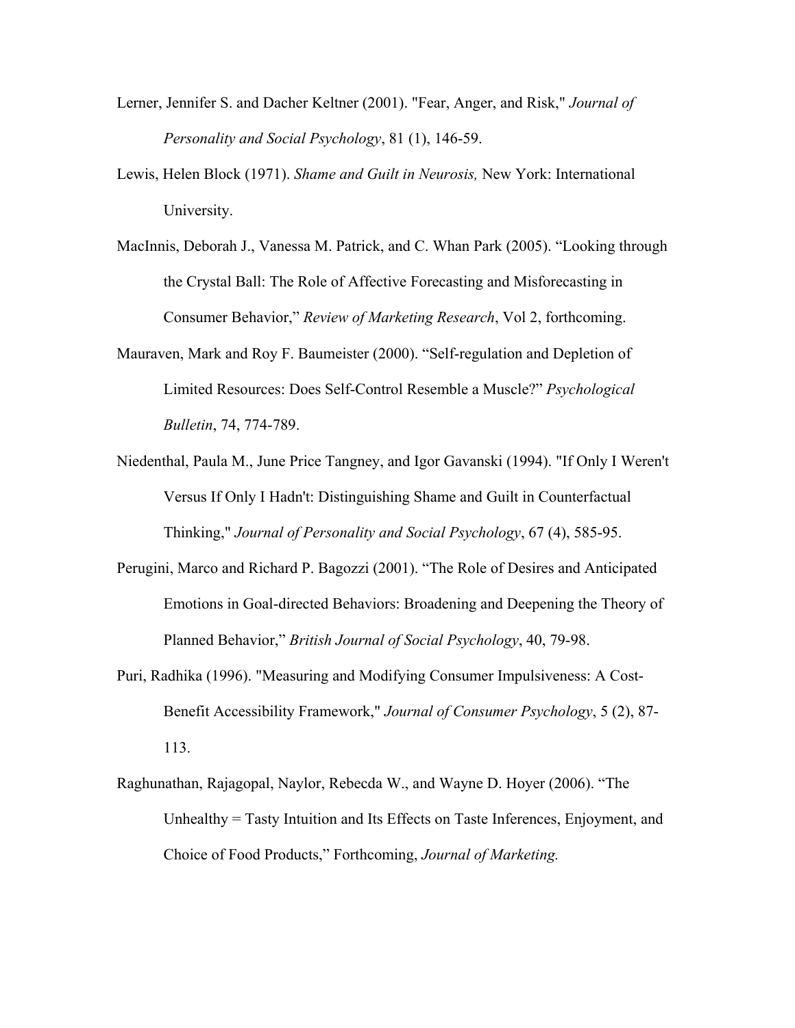Lerner, Jennifer S. and Dacher Keltner (2001). "Fear, Anger, and Risk," *Journal of Personality and Social Psychology*, 81 (1), 146-59.

Lewis, Helen Block (1971). *Shame and Guilt in Neurosis,* New York: International University.

MacInnis, Deborah J., Vanessa M. Patrick, and C. Whan Park (2005). "Looking through the Crystal Ball: The Role of Affective Forecasting and Misforecasting in Consumer Behavior," *Review of Marketing Research*, Vol 2, forthcoming.

Mauraven, Mark and Roy F. Baumeister (2000). "Self-regulation and Depletion of Limited Resources: Does Self-Control Resemble a Muscle?" *Psychological Bulletin*, 74, 774-789.

Niedenthal, Paula M., June Price Tangney, and Igor Gavanski (1994). "If Only I Weren't Versus If Only I Hadn't: Distinguishing Shame and Guilt in Counterfactual Thinking," *Journal of Personality and Social Psychology*, 67 (4), 585-95.

Perugini, Marco and Richard P. Bagozzi (2001). "The Role of Desires and Anticipated Emotions in Goal-directed Behaviors: Broadening and Deepening the Theory of Planned Behavior," *British Journal of Social Psychology*, 40, 79-98.

Puri, Radhika (1996). "Measuring and Modifying Consumer Impulsiveness: A Cost-Benefit Accessibility Framework," *Journal of Consumer Psychology*, 5 (2), 87-113.

Raghunathan, Rajagopal, Naylor, Rebecda W., and Wayne D. Hoyer (2006). "The Unhealthy = Tasty Intuition and Its Effects on Taste Inferences, Enjoyment, and Choice of Food Products," Forthcoming, *Journal of Marketing.*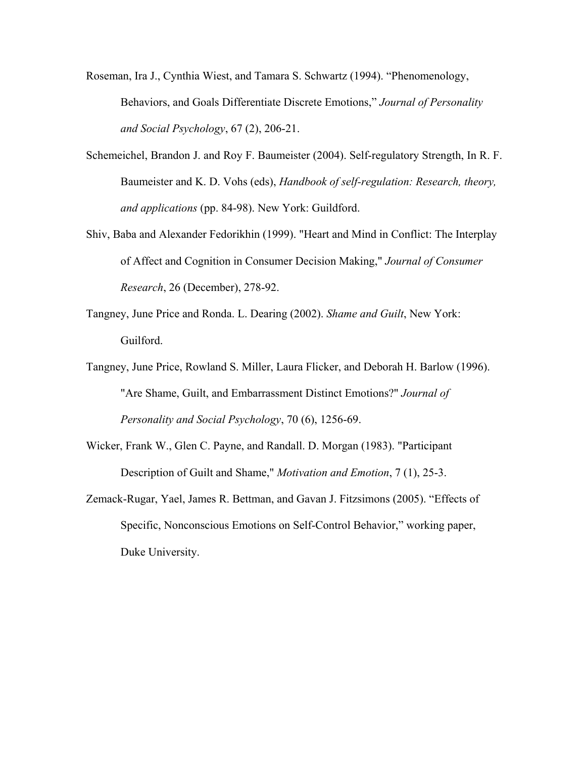Roseman, Ira J., Cynthia Wiest, and Tamara S. Schwartz (1994). "Phenomenology, Behaviors, and Goals Differentiate Discrete Emotions," *Journal of Personality and Social Psychology*, 67 (2), 206-21.

Schemeichel, Brandon J. and Roy F. Baumeister (2004). Self-regulatory Strength, In R. F. Baumeister and K. D. Vohs (eds), *Handbook of self-regulation: Research, theory, and applications* (pp. 84-98). New York: Guildford.

Shiv, Baba and Alexander Fedorikhin (1999). "Heart and Mind in Conflict: The Interplay of Affect and Cognition in Consumer Decision Making," *Journal of Consumer Research*, 26 (December), 278-92.

Tangney, June Price and Ronda. L. Dearing (2002). *Shame and Guilt*, New York: Guilford.

Tangney, June Price, Rowland S. Miller, Laura Flicker, and Deborah H. Barlow (1996). "Are Shame, Guilt, and Embarrassment Distinct Emotions?" *Journal of Personality and Social Psychology*, 70 (6), 1256-69.

Wicker, Frank W., Glen C. Payne, and Randall. D. Morgan (1983). "Participant Description of Guilt and Shame," *Motivation and Emotion*, 7 (1), 25-3.

Zemack-Rugar, Yael, James R. Bettman, and Gavan J. Fitzsimons (2005). "Effects of Specific, Nonconscious Emotions on Self-Control Behavior," working paper, Duke University.